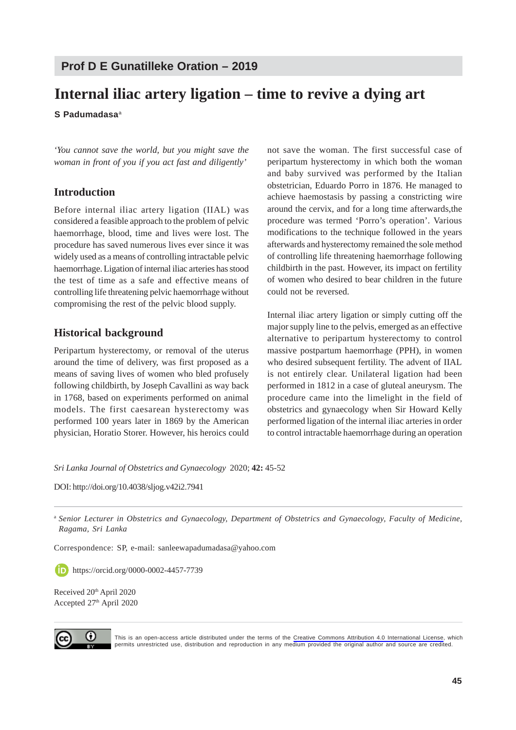## Prof D E Gunatilleke Oration – 2019

# Internal iliac artery ligation – time to revive a dying art

**S Padumadasa**[a]

*'You cannot save the world, but you might save the woman in front of you if you act fast and diligently'*

## Introduction

Before internal iliac artery ligation (IIAL) was considered a feasible approach to the problem of pelvic haemorrhage, blood, time and lives were lost. The procedure has saved numerous lives ever since it was widely used as a means of controlling intractable pelvic haemorrhage. Ligation of internal iliac arteries has stood the test of time as a safe and effective means of controlling life threatening pelvic haemorrhage without compromising the rest of the pelvic blood supply.

## Historical background

Peripartum hysterectomy, or removal of the uterus around the time of delivery, was first proposed as a means of saving lives of women who bled profusely following childbirth, by Joseph Cavallini as way back in 1768, based on experiments performed on animal models. The first caesarean hysterectomy was performed 100 years later in 1869 by the American physician, Horatio Storer. However, his heroics could not save the woman. The first successful case of peripartum hysterectomy in which both the woman and baby survived was performed by the Italian obstetrician, Eduardo Porro in 1876. He managed to achieve haemostasis by passing a constricting wire around the cervix, and for a long time afterwards,the procedure was termed 'Porro's operation'. Various modifications to the technique followed in the years afterwards and hysterectomy remained the sole method of controlling life threatening haemorrhage following childbirth in the past. However, its impact on fertility of women who desired to bear children in the future could not be reversed.

Internal iliac artery ligation or simply cutting off the major supply line to the pelvis, emerged as an effective alternative to peripartum hysterectomy to control massive postpartum haemorrhage (PPH), in women who desired subsequent fertility. The advent of IIAL is not entirely clear. Unilateral ligation had been performed in 1812 in a case of gluteal aneurysm. The procedure came into the limelight in the field of obstetrics and gynaecology when Sir Howard Kelly performed ligation of the internal iliac arteries in order to control intractable haemorrhage during an operation

*Sri Lanka Journal of Obstetrics and Gynaecology* 2020; **42:** 45-52

DOI: http://doi.org/10.4038/sljog.v42i2.7941

[a] *Senior Lecturer in Obstetrics and Gynaecology, Department of Obstetrics and Gynaecology, Faculty of Medicine, Ragama, Sri Lanka*

Correspondence: SP, e-mail: sanleewapadumadasa@yahoo.com

https://orcid.org/0000-0002-4457-7739

Received 20th April 2020
Accepted 27th April 2020

This is an open-access article distributed under the terms of the Creative Commons Attribution 4.0 International License, which permits unrestricted use, distribution and reproduction in any medium provided the original author and source are credited.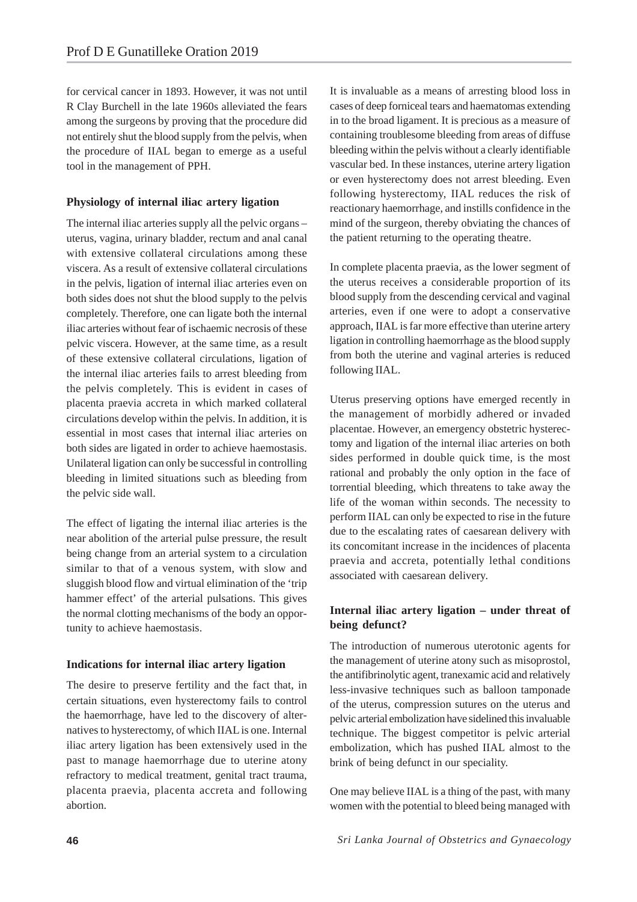for cervical cancer in 1893. However, it was not until R Clay Burchell in the late 1960s alleviated the fears among the surgeons by proving that the procedure did not entirely shut the blood supply from the pelvis, when the procedure of IIAL began to emerge as a useful tool in the management of PPH.

### Physiology of internal iliac artery ligation

The internal iliac arteries supply all the pelvic organs – uterus, vagina, urinary bladder, rectum and anal canal with extensive collateral circulations among these viscera. As a result of extensive collateral circulations in the pelvis, ligation of internal iliac arteries even on both sides does not shut the blood supply to the pelvis completely. Therefore, one can ligate both the internal iliac arteries without fear of ischaemic necrosis of these pelvic viscera. However, at the same time, as a result of these extensive collateral circulations, ligation of the internal iliac arteries fails to arrest bleeding from the pelvis completely. This is evident in cases of placenta praevia accreta in which marked collateral circulations develop within the pelvis. In addition, it is essential in most cases that internal iliac arteries on both sides are ligated in order to achieve haemostasis. Unilateral ligation can only be successful in controlling bleeding in limited situations such as bleeding from the pelvic side wall.

The effect of ligating the internal iliac arteries is the near abolition of the arterial pulse pressure, the result being change from an arterial system to a circulation similar to that of a venous system, with slow and sluggish blood flow and virtual elimination of the 'trip hammer effect' of the arterial pulsations. This gives the normal clotting mechanisms of the body an opportunity to achieve haemostasis.

### Indications for internal iliac artery ligation

The desire to preserve fertility and the fact that, in certain situations, even hysterectomy fails to control the haemorrhage, have led to the discovery of alternatives to hysterectomy, of which IIAL is one. Internal iliac artery ligation has been extensively used in the past to manage haemorrhage due to uterine atony refractory to medical treatment, genital tract trauma, placenta praevia, placenta accreta and following abortion.

It is invaluable as a means of arresting blood loss in cases of deep forniceal tears and haematomas extending in to the broad ligament. It is precious as a measure of containing troublesome bleeding from areas of diffuse bleeding within the pelvis without a clearly identifiable vascular bed. In these instances, uterine artery ligation or even hysterectomy does not arrest bleeding. Even following hysterectomy, IIAL reduces the risk of reactionary haemorrhage, and instills confidence in the mind of the surgeon, thereby obviating the chances of the patient returning to the operating theatre.

In complete placenta praevia, as the lower segment of the uterus receives a considerable proportion of its blood supply from the descending cervical and vaginal arteries, even if one were to adopt a conservative approach, IIAL is far more effective than uterine artery ligation in controlling haemorrhage as the blood supply from both the uterine and vaginal arteries is reduced following IIAL.

Uterus preserving options have emerged recently in the management of morbidly adhered or invaded placentae. However, an emergency obstetric hysterectomy and ligation of the internal iliac arteries on both sides performed in double quick time, is the most rational and probably the only option in the face of torrential bleeding, which threatens to take away the life of the woman within seconds. The necessity to perform IIAL can only be expected to rise in the future due to the escalating rates of caesarean delivery with its concomitant increase in the incidences of placenta praevia and accreta, potentially lethal conditions associated with caesarean delivery.

### Internal iliac artery ligation – under threat of being defunct?

The introduction of numerous uterotonic agents for the management of uterine atony such as misoprostol, the antifibrinolytic agent, tranexamic acid and relatively less-invasive techniques such as balloon tamponade of the uterus, compression sutures on the uterus and pelvic arterial embolization have sidelined this invaluable technique. The biggest competitor is pelvic arterial embolization, which has pushed IIAL almost to the brink of being defunct in our speciality.

One may believe IIAL is a thing of the past, with many women with the potential to bleed being managed with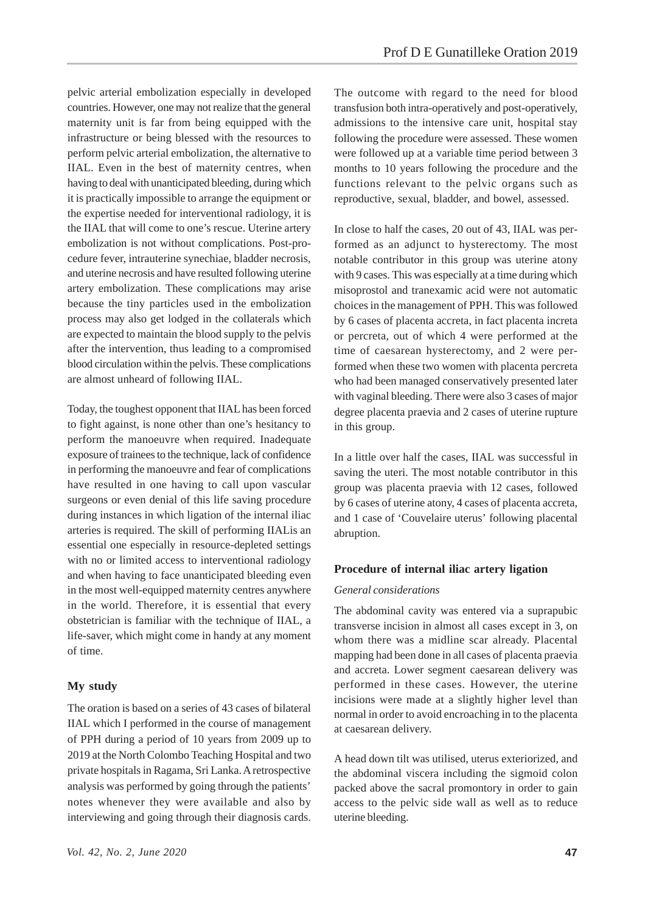pelvic arterial embolization especially in developed countries. However, one may not realize that the general maternity unit is far from being equipped with the infrastructure or being blessed with the resources to perform pelvic arterial embolization, the alternative to IIAL. Even in the best of maternity centres, when having to deal with unanticipated bleeding, during which it is practically impossible to arrange the equipment or the expertise needed for interventional radiology, it is the IIAL that will come to one's rescue. Uterine artery embolization is not without complications. Post-procedure fever, intrauterine synechiae, bladder necrosis, and uterine necrosis and have resulted following uterine artery embolization. These complications may arise because the tiny particles used in the embolization process may also get lodged in the collaterals which are expected to maintain the blood supply to the pelvis after the intervention, thus leading to a compromised blood circulation within the pelvis. These complications are almost unheard of following IIAL.

Today, the toughest opponent that IIAL has been forced to fight against, is none other than one's hesitancy to perform the manoeuvre when required. Inadequate exposure of trainees to the technique, lack of confidence in performing the manoeuvre and fear of complications have resulted in one having to call upon vascular surgeons or even denial of this life saving procedure during instances in which ligation of the internal iliac arteries is required. The skill of performing IIALis an essential one especially in resource-depleted settings with no or limited access to interventional radiology and when having to face unanticipated bleeding even in the most well-equipped maternity centres anywhere in the world. Therefore, it is essential that every obstetrician is familiar with the technique of IIAL, a life-saver, which might come in handy at any moment of time.

## My study

The oration is based on a series of 43 cases of bilateral IIAL which I performed in the course of management of PPH during a period of 10 years from 2009 up to 2019 at the North Colombo Teaching Hospital and two private hospitals in Ragama, Sri Lanka. A retrospective analysis was performed by going through the patients' notes whenever they were available and also by interviewing and going through their diagnosis cards. The outcome with regard to the need for blood transfusion both intra-operatively and post-operatively, admissions to the intensive care unit, hospital stay following the procedure were assessed. These women were followed up at a variable time period between 3 months to 10 years following the procedure and the functions relevant to the pelvic organs such as reproductive, sexual, bladder, and bowel, assessed.

In close to half the cases, 20 out of 43, IIAL was performed as an adjunct to hysterectomy. The most notable contributor in this group was uterine atony with 9 cases. This was especially at a time during which misoprostol and tranexamic acid were not automatic choices in the management of PPH. This was followed by 6 cases of placenta accreta, in fact placenta increta or percreta, out of which 4 were performed at the time of caesarean hysterectomy, and 2 were performed when these two women with placenta percreta who had been managed conservatively presented later with vaginal bleeding. There were also 3 cases of major degree placenta praevia and 2 cases of uterine rupture in this group.

In a little over half the cases, IIAL was successful in saving the uteri. The most notable contributor in this group was placenta praevia with 12 cases, followed by 6 cases of uterine atony, 4 cases of placenta accreta, and 1 case of 'Couvelaire uterus' following placental abruption.

## Procedure of internal iliac artery ligation

### *General considerations*

The abdominal cavity was entered via a suprapubic transverse incision in almost all cases except in 3, on whom there was a midline scar already. Placental mapping had been done in all cases of placenta praevia and accreta. Lower segment caesarean delivery was performed in these cases. However, the uterine incisions were made at a slightly higher level than normal in order to avoid encroaching in to the placenta at caesarean delivery.

A head down tilt was utilised, uterus exteriorized, and the abdominal viscera including the sigmoid colon packed above the sacral promontory in order to gain access to the pelvic side wall as well as to reduce uterine bleeding.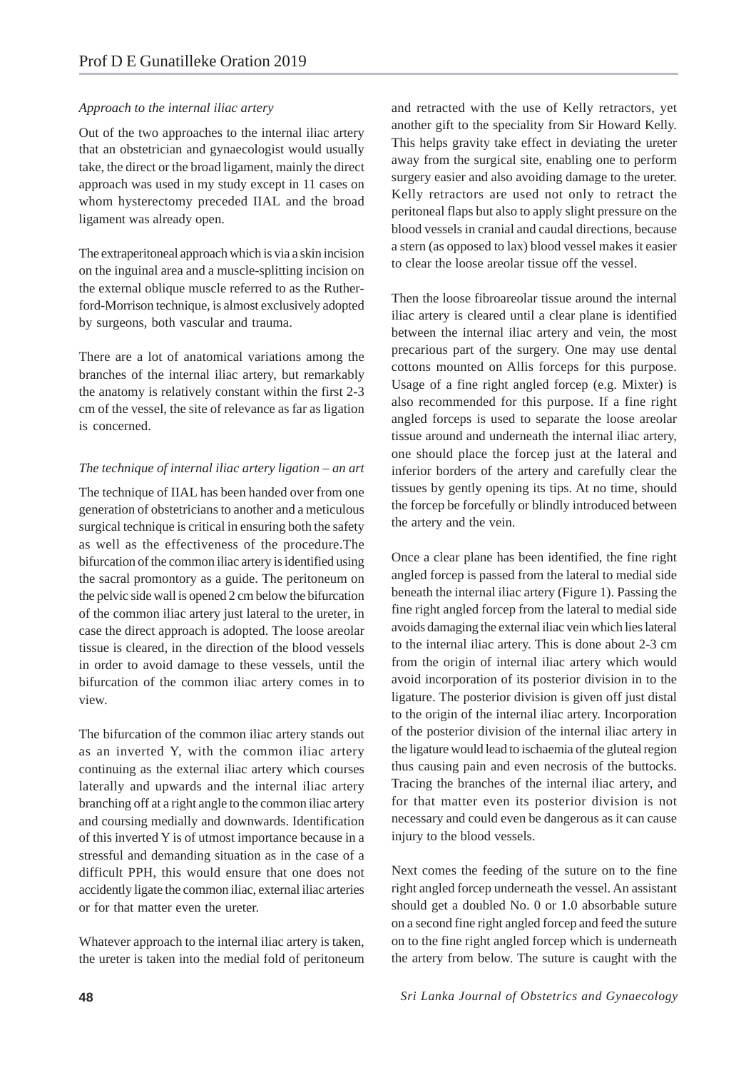*Approach to the internal iliac artery*

Out of the two approaches to the internal iliac artery that an obstetrician and gynaecologist would usually take, the direct or the broad ligament, mainly the direct approach was used in my study except in 11 cases on whom hysterectomy preceded IIAL and the broad ligament was already open.

The extraperitoneal approach which is via a skin incision on the inguinal area and a muscle-splitting incision on the external oblique muscle referred to as the Rutherford-Morrison technique, is almost exclusively adopted by surgeons, both vascular and trauma.

There are a lot of anatomical variations among the branches of the internal iliac artery, but remarkably the anatomy is relatively constant within the first 2-3 cm of the vessel, the site of relevance as far as ligation is concerned.

*The technique of internal iliac artery ligation – an art*

The technique of IIAL has been handed over from one generation of obstetricians to another and a meticulous surgical technique is critical in ensuring both the safety as well as the effectiveness of the procedure.The bifurcation of the common iliac artery is identified using the sacral promontory as a guide. The peritoneum on the pelvic side wall is opened 2 cm below the bifurcation of the common iliac artery just lateral to the ureter, in case the direct approach is adopted. The loose areolar tissue is cleared, in the direction of the blood vessels in order to avoid damage to these vessels, until the bifurcation of the common iliac artery comes in to view.

The bifurcation of the common iliac artery stands out as an inverted Y, with the common iliac artery continuing as the external iliac artery which courses laterally and upwards and the internal iliac artery branching off at a right angle to the common iliac artery and coursing medially and downwards. Identification of this inverted Y is of utmost importance because in a stressful and demanding situation as in the case of a difficult PPH, this would ensure that one does not accidently ligate the common iliac, external iliac arteries or for that matter even the ureter.

Whatever approach to the internal iliac artery is taken, the ureter is taken into the medial fold of peritoneum and retracted with the use of Kelly retractors, yet another gift to the speciality from Sir Howard Kelly. This helps gravity take effect in deviating the ureter away from the surgical site, enabling one to perform surgery easier and also avoiding damage to the ureter. Kelly retractors are used not only to retract the peritoneal flaps but also to apply slight pressure on the blood vessels in cranial and caudal directions, because a stern (as opposed to lax) blood vessel makes it easier to clear the loose areolar tissue off the vessel.

Then the loose fibroareolar tissue around the internal iliac artery is cleared until a clear plane is identified between the internal iliac artery and vein, the most precarious part of the surgery. One may use dental cottons mounted on Allis forceps for this purpose. Usage of a fine right angled forcep (e.g. Mixter) is also recommended for this purpose. If a fine right angled forceps is used to separate the loose areolar tissue around and underneath the internal iliac artery, one should place the forcep just at the lateral and inferior borders of the artery and carefully clear the tissues by gently opening its tips. At no time, should the forcep be forcefully or blindly introduced between the artery and the vein.

Once a clear plane has been identified, the fine right angled forcep is passed from the lateral to medial side beneath the internal iliac artery (Figure 1). Passing the fine right angled forcep from the lateral to medial side avoids damaging the external iliac vein which lies lateral to the internal iliac artery. This is done about 2-3 cm from the origin of internal iliac artery which would avoid incorporation of its posterior division in to the ligature. The posterior division is given off just distal to the origin of the internal iliac artery. Incorporation of the posterior division of the internal iliac artery in the ligature would lead to ischaemia of the gluteal region thus causing pain and even necrosis of the buttocks. Tracing the branches of the internal iliac artery, and for that matter even its posterior division is not necessary and could even be dangerous as it can cause injury to the blood vessels.

Next comes the feeding of the suture on to the fine right angled forcep underneath the vessel. An assistant should get a doubled No. 0 or 1.0 absorbable suture on a second fine right angled forcep and feed the suture on to the fine right angled forcep which is underneath the artery from below. The suture is caught with the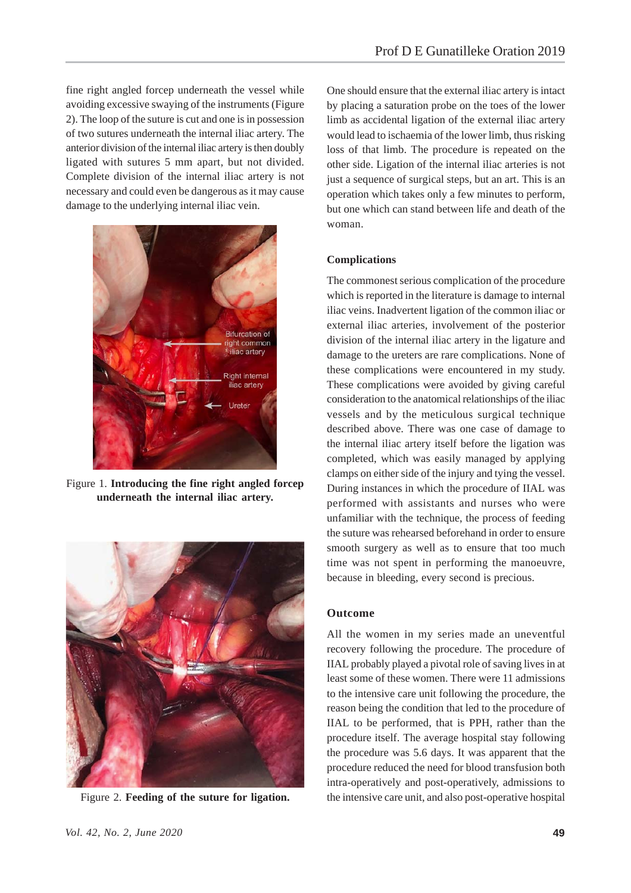fine right angled forcep underneath the vessel while avoiding excessive swaying of the instruments (Figure 2). The loop of the suture is cut and one is in possession of two sutures underneath the internal iliac artery. The anterior division of the internal iliac artery is then doubly ligated with sutures 5 mm apart, but not divided. Complete division of the internal iliac artery is not necessary and could even be dangerous as it may cause damage to the underlying internal iliac vein.

Figure 1. **Introducing the fine right angled forcep underneath the internal iliac artery.**

Figure 2. **Feeding of the suture for ligation.**

One should ensure that the external iliac artery is intact by placing a saturation probe on the toes of the lower limb as accidental ligation of the external iliac artery would lead to ischaemia of the lower limb, thus risking loss of that limb. The procedure is repeated on the other side. Ligation of the internal iliac arteries is not just a sequence of surgical steps, but an art. This is an operation which takes only a few minutes to perform, but one which can stand between life and death of the woman.

## Complications

The commonest serious complication of the procedure which is reported in the literature is damage to internal iliac veins. Inadvertent ligation of the common iliac or external iliac arteries, involvement of the posterior division of the internal iliac artery in the ligature and damage to the ureters are rare complications. None of these complications were encountered in my study. These complications were avoided by giving careful consideration to the anatomical relationships of the iliac vessels and by the meticulous surgical technique described above. There was one case of damage to the internal iliac artery itself before the ligation was completed, which was easily managed by applying clamps on either side of the injury and tying the vessel. During instances in which the procedure of IIAL was performed with assistants and nurses who were unfamiliar with the technique, the process of feeding the suture was rehearsed beforehand in order to ensure smooth surgery as well as to ensure that too much time was not spent in performing the manoeuvre, because in bleeding, every second is precious.

## Outcome

All the women in my series made an uneventful recovery following the procedure. The procedure of IIAL probably played a pivotal role of saving lives in at least some of these women. There were 11 admissions to the intensive care unit following the procedure, the reason being the condition that led to the procedure of IIAL to be performed, that is PPH, rather than the procedure itself. The average hospital stay following the procedure was 5.6 days. It was apparent that the procedure reduced the need for blood transfusion both intra-operatively and post-operatively, admissions to the intensive care unit, and also post-operative hospital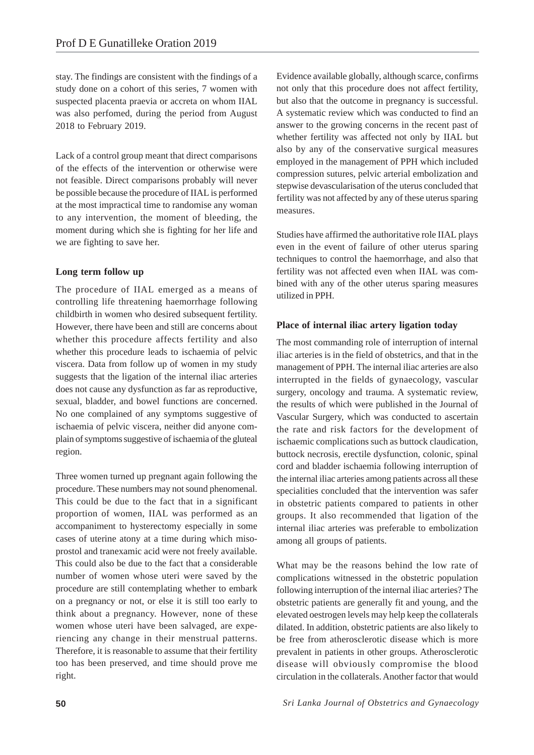stay. The findings are consistent with the findings of a study done on a cohort of this series, 7 women with suspected placenta praevia or accreta on whom IIAL was also perfomed, during the period from August 2018 to February 2019.

Lack of a control group meant that direct comparisons of the effects of the intervention or otherwise were not feasible. Direct comparisons probably will never be possible because the procedure of IIAL is performed at the most impractical time to randomise any woman to any intervention, the moment of bleeding, the moment during which she is fighting for her life and we are fighting to save her.

### Long term follow up

The procedure of IIAL emerged as a means of controlling life threatening haemorrhage following childbirth in women who desired subsequent fertility. However, there have been and still are concerns about whether this procedure affects fertility and also whether this procedure leads to ischaemia of pelvic viscera. Data from follow up of women in my study suggests that the ligation of the internal iliac arteries does not cause any dysfunction as far as reproductive, sexual, bladder, and bowel functions are concerned. No one complained of any symptoms suggestive of ischaemia of pelvic viscera, neither did anyone complain of symptoms suggestive of ischaemia of the gluteal region.

Three women turned up pregnant again following the procedure. These numbers may not sound phenomenal. This could be due to the fact that in a significant proportion of women, IIAL was performed as an accompaniment to hysterectomy especially in some cases of uterine atony at a time during which misoprostol and tranexamic acid were not freely available. This could also be due to the fact that a considerable number of women whose uteri were saved by the procedure are still contemplating whether to embark on a pregnancy or not, or else it is still too early to think about a pregnancy. However, none of these women whose uteri have been salvaged, are experiencing any change in their menstrual patterns. Therefore, it is reasonable to assume that their fertility too has been preserved, and time should prove me right.

Evidence available globally, although scarce, confirms not only that this procedure does not affect fertility, but also that the outcome in pregnancy is successful. A systematic review which was conducted to find an answer to the growing concerns in the recent past of whether fertility was affected not only by IIAL but also by any of the conservative surgical measures employed in the management of PPH which included compression sutures, pelvic arterial embolization and stepwise devascularisation of the uterus concluded that fertility was not affected by any of these uterus sparing measures.

Studies have affirmed the authoritative role IIAL plays even in the event of failure of other uterus sparing techniques to control the haemorrhage, and also that fertility was not affected even when IIAL was combined with any of the other uterus sparing measures utilized in PPH.

### Place of internal iliac artery ligation today

The most commanding role of interruption of internal iliac arteries is in the field of obstetrics, and that in the management of PPH. The internal iliac arteries are also interrupted in the fields of gynaecology, vascular surgery, oncology and trauma. A systematic review, the results of which were published in the Journal of Vascular Surgery, which was conducted to ascertain the rate and risk factors for the development of ischaemic complications such as buttock claudication, buttock necrosis, erectile dysfunction, colonic, spinal cord and bladder ischaemia following interruption of the internal iliac arteries among patients across all these specialities concluded that the intervention was safer in obstetric patients compared to patients in other groups. It also recommended that ligation of the internal iliac arteries was preferable to embolization among all groups of patients.

What may be the reasons behind the low rate of complications witnessed in the obstetric population following interruption of the internal iliac arteries? The obstetric patients are generally fit and young, and the elevated oestrogen levels may help keep the collaterals dilated. In addition, obstetric patients are also likely to be free from atherosclerotic disease which is more prevalent in patients in other groups. Atherosclerotic disease will obviously compromise the blood circulation in the collaterals. Another factor that would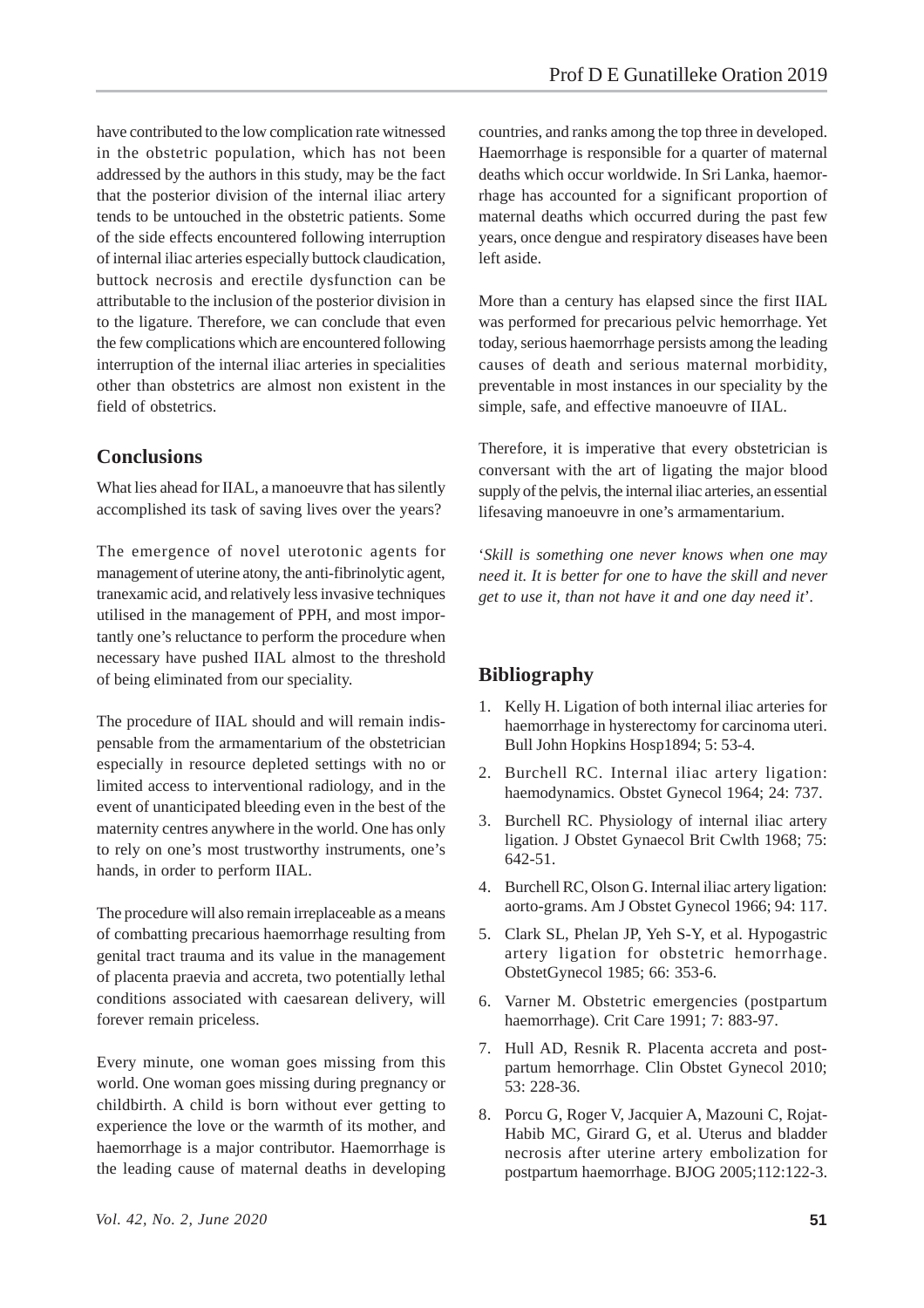have contributed to the low complication rate witnessed in the obstetric population, which has not been addressed by the authors in this study, may be the fact that the posterior division of the internal iliac artery tends to be untouched in the obstetric patients. Some of the side effects encountered following interruption of internal iliac arteries especially buttock claudication, buttock necrosis and erectile dysfunction can be attributable to the inclusion of the posterior division in to the ligature. Therefore, we can conclude that even the few complications which are encountered following interruption of the internal iliac arteries in specialities other than obstetrics are almost non existent in the field of obstetrics.

## Conclusions

What lies ahead for IIAL, a manoeuvre that has silently accomplished its task of saving lives over the years?

The emergence of novel uterotonic agents for management of uterine atony, the anti-fibrinolytic agent, tranexamic acid, and relatively less invasive techniques utilised in the management of PPH, and most importantly one's reluctance to perform the procedure when necessary have pushed IIAL almost to the threshold of being eliminated from our speciality.

The procedure of IIAL should and will remain indispensable from the armamentarium of the obstetrician especially in resource depleted settings with no or limited access to interventional radiology, and in the event of unanticipated bleeding even in the best of the maternity centres anywhere in the world. One has only to rely on one's most trustworthy instruments, one's hands, in order to perform IIAL.

The procedure will also remain irreplaceable as a means of combatting precarious haemorrhage resulting from genital tract trauma and its value in the management of placenta praevia and accreta, two potentially lethal conditions associated with caesarean delivery, will forever remain priceless.

Every minute, one woman goes missing from this world. One woman goes missing during pregnancy or childbirth. A child is born without ever getting to experience the love or the warmth of its mother, and haemorrhage is a major contributor. Haemorrhage is the leading cause of maternal deaths in developing countries, and ranks among the top three in developed. Haemorrhage is responsible for a quarter of maternal deaths which occur worldwide. In Sri Lanka, haemorrhage has accounted for a significant proportion of maternal deaths which occurred during the past few years, once dengue and respiratory diseases have been left aside.

More than a century has elapsed since the first IIAL was performed for precarious pelvic hemorrhage. Yet today, serious haemorrhage persists among the leading causes of death and serious maternal morbidity, preventable in most instances in our speciality by the simple, safe, and effective manoeuvre of IIAL.

Therefore, it is imperative that every obstetrician is conversant with the art of ligating the major blood supply of the pelvis, the internal iliac arteries, an essential lifesaving manoeuvre in one's armamentarium.

'*Skill is something one never knows when one may need it. It is better for one to have the skill and never get to use it, than not have it and one day need it*'.

## Bibliography

1. Kelly H. Ligation of both internal iliac arteries for haemorrhage in hysterectomy for carcinoma uteri. Bull John Hopkins Hosp1894; 5: 53-4.
2. Burchell RC. Internal iliac artery ligation: haemodynamics. Obstet Gynecol 1964; 24: 737.
3. Burchell RC. Physiology of internal iliac artery ligation. J Obstet Gynaecol Brit Cwlth 1968; 75: 642-51.
4. Burchell RC, Olson G. Internal iliac artery ligation: aorto-grams. Am J Obstet Gynecol 1966; 94: 117.
5. Clark SL, Phelan JP, Yeh S-Y, et al. Hypogastric artery ligation for obstetric hemorrhage. ObstetGynecol 1985; 66: 353-6.
6. Varner M. Obstetric emergencies (postpartum haemorrhage). Crit Care 1991; 7: 883-97.
7. Hull AD, Resnik R. Placenta accreta and postpartum hemorrhage. Clin Obstet Gynecol 2010; 53: 228-36.
8. Porcu G, Roger V, Jacquier A, Mazouni C, Rojat-Habib MC, Girard G, et al. Uterus and bladder necrosis after uterine artery embolization for postpartum haemorrhage. BJOG 2005;112:122-3.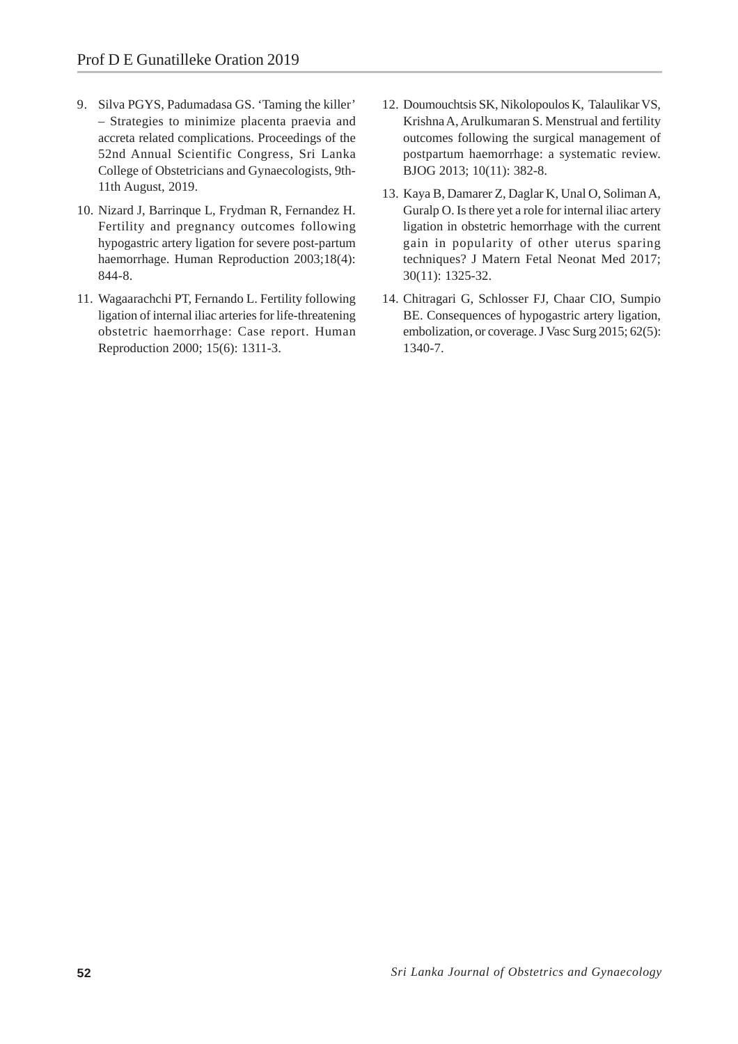9. Silva PGYS, Padumadasa GS. 'Taming the killer' – Strategies to minimize placenta praevia and accreta related complications. Proceedings of the 52nd Annual Scientific Congress, Sri Lanka College of Obstetricians and Gynaecologists, 9th-11th August, 2019.

10. Nizard J, Barrinque L, Frydman R, Fernandez H. Fertility and pregnancy outcomes following hypogastric artery ligation for severe post-partum haemorrhage. Human Reproduction 2003;18(4): 844-8.

11. Wagaarachchi PT, Fernando L. Fertility following ligation of internal iliac arteries for life-threatening obstetric haemorrhage: Case report. Human Reproduction 2000; 15(6): 1311-3.

12. Doumouchtsis SK, Nikolopoulos K, Talaulikar VS, Krishna A, Arulkumaran S. Menstrual and fertility outcomes following the surgical management of postpartum haemorrhage: a systematic review. BJOG 2013; 10(11): 382-8.

13. Kaya B, Damarer Z, Daglar K, Unal O, Soliman A, Guralp O. Is there yet a role for internal iliac artery ligation in obstetric hemorrhage with the current gain in popularity of other uterus sparing techniques? J Matern Fetal Neonat Med 2017; 30(11): 1325-32.

14. Chitragari G, Schlosser FJ, Chaar CIO, Sumpio BE. Consequences of hypogastric artery ligation, embolization, or coverage. J Vasc Surg 2015; 62(5): 1340-7.